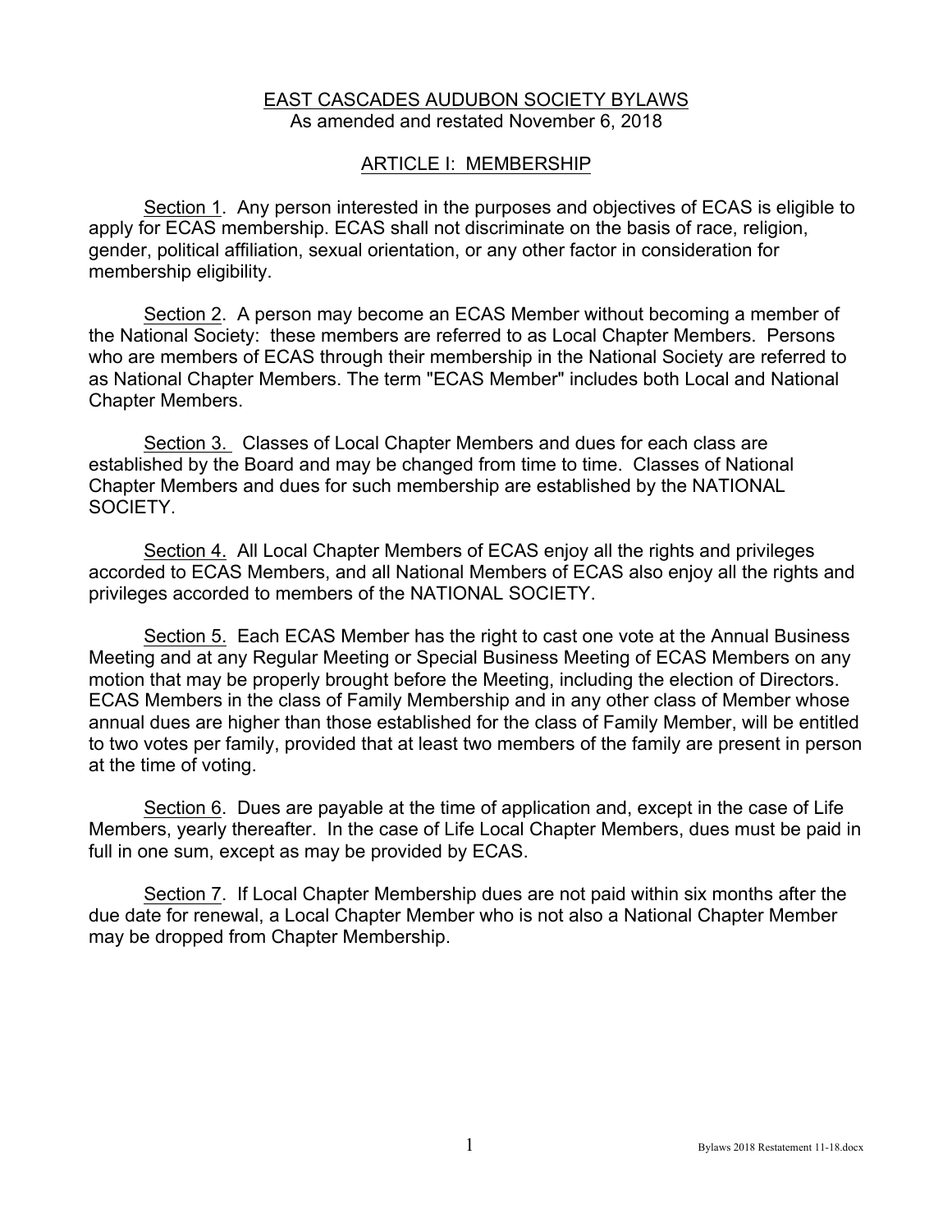# EAST CASCADES AUDUBON SOCIETY BYLAWS

As amended and restated November 6, 2018

## ARTICLE I: MEMBERSHIP

Section 1. Any person interested in the purposes and objectives of ECAS is eligible to apply for ECAS membership. ECAS shall not discriminate on the basis of race, religion, gender, political affiliation, sexual orientation, or any other factor in consideration for membership eligibility.

Section 2. A person may become an ECAS Member without becoming a member of the National Society: these members are referred to as Local Chapter Members. Persons who are members of ECAS through their membership in the National Society are referred to as National Chapter Members. The term "ECAS Member" includes both Local and National Chapter Members.

Section 3. Classes of Local Chapter Members and dues for each class are established by the Board and may be changed from time to time. Classes of National Chapter Members and dues for such membership are established by the NATIONAL SOCIETY.

Section 4. All Local Chapter Members of ECAS enjoy all the rights and privileges accorded to ECAS Members, and all National Members of ECAS also enjoy all the rights and privileges accorded to members of the NATIONAL SOCIETY.

Section 5. Each ECAS Member has the right to cast one vote at the Annual Business Meeting and at any Regular Meeting or Special Business Meeting of ECAS Members on any motion that may be properly brought before the Meeting, including the election of Directors. ECAS Members in the class of Family Membership and in any other class of Member whose annual dues are higher than those established for the class of Family Member, will be entitled to two votes per family, provided that at least two members of the family are present in person at the time of voting.

Section 6. Dues are payable at the time of application and, except in the case of Life Members, yearly thereafter. In the case of Life Local Chapter Members, dues must be paid in full in one sum, except as may be provided by ECAS.

Section 7. If Local Chapter Membership dues are not paid within six months after the due date for renewal, a Local Chapter Member who is not also a National Chapter Member may be dropped from Chapter Membership.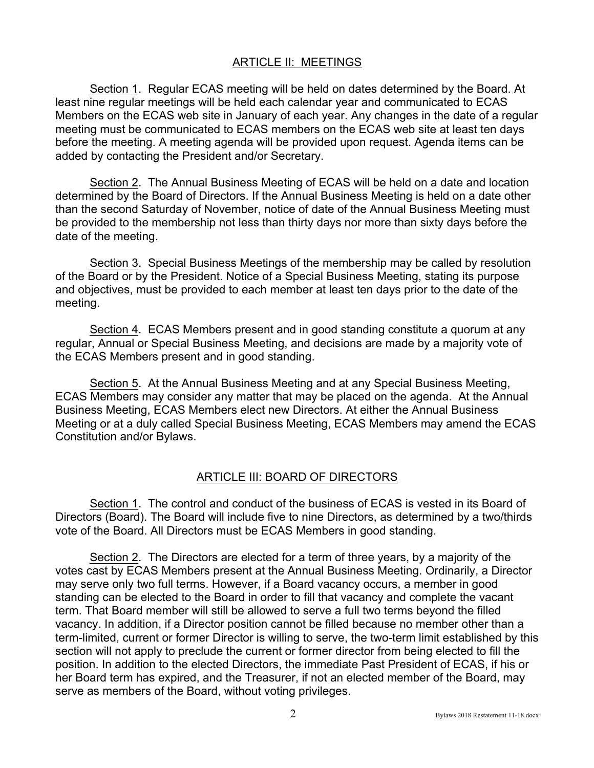## ARTICLE II: MEETINGS

Section 1. Regular ECAS meeting will be held on dates determined by the Board. At least nine regular meetings will be held each calendar year and communicated to ECAS Members on the ECAS web site in January of each year. Any changes in the date of a regular meeting must be communicated to ECAS members on the ECAS web site at least ten days before the meeting. A meeting agenda will be provided upon request. Agenda items can be added by contacting the President and/or Secretary.

Section 2. The Annual Business Meeting of ECAS will be held on a date and location determined by the Board of Directors. If the Annual Business Meeting is held on a date other than the second Saturday of November, notice of date of the Annual Business Meeting must be provided to the membership not less than thirty days nor more than sixty days before the date of the meeting.

Section 3. Special Business Meetings of the membership may be called by resolution of the Board or by the President. Notice of a Special Business Meeting, stating its purpose and objectives, must be provided to each member at least ten days prior to the date of the meeting.

Section 4. ECAS Members present and in good standing constitute a quorum at any regular, Annual or Special Business Meeting, and decisions are made by a majority vote of the ECAS Members present and in good standing.

Section 5. At the Annual Business Meeting and at any Special Business Meeting, ECAS Members may consider any matter that may be placed on the agenda. At the Annual Business Meeting, ECAS Members elect new Directors. At either the Annual Business Meeting or at a duly called Special Business Meeting, ECAS Members may amend the ECAS Constitution and/or Bylaws.

## ARTICLE III: BOARD OF DIRECTORS

Section 1. The control and conduct of the business of ECAS is vested in its Board of Directors (Board). The Board will include five to nine Directors, as determined by a two/thirds vote of the Board. All Directors must be ECAS Members in good standing.

Section 2. The Directors are elected for a term of three years, by a majority of the votes cast by ECAS Members present at the Annual Business Meeting. Ordinarily, a Director may serve only two full terms. However, if a Board vacancy occurs, a member in good standing can be elected to the Board in order to fill that vacancy and complete the vacant term. That Board member will still be allowed to serve a full two terms beyond the filled vacancy. In addition, if a Director position cannot be filled because no member other than a term-limited, current or former Director is willing to serve, the two-term limit established by this section will not apply to preclude the current or former director from being elected to fill the position. In addition to the elected Directors, the immediate Past President of ECAS, if his or her Board term has expired, and the Treasurer, if not an elected member of the Board, may serve as members of the Board, without voting privileges.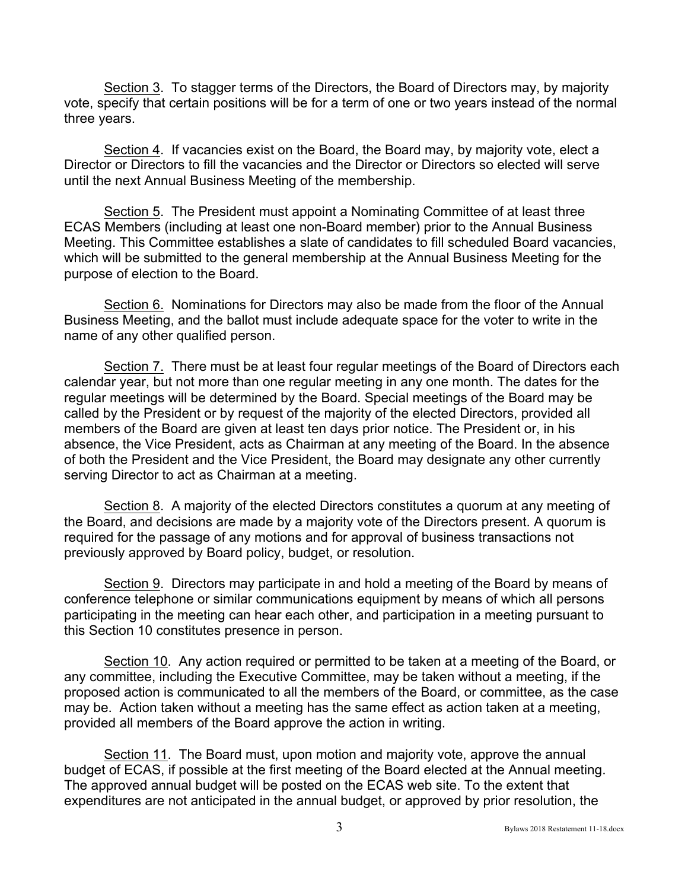Section 3. To stagger terms of the Directors, the Board of Directors may, by majority vote, specify that certain positions will be for a term of one or two years instead of the normal three years.

Section 4. If vacancies exist on the Board, the Board may, by majority vote, elect a Director or Directors to fill the vacancies and the Director or Directors so elected will serve until the next Annual Business Meeting of the membership.

Section 5. The President must appoint a Nominating Committee of at least three ECAS Members (including at least one non-Board member) prior to the Annual Business Meeting. This Committee establishes a slate of candidates to fill scheduled Board vacancies, which will be submitted to the general membership at the Annual Business Meeting for the purpose of election to the Board.

Section 6. Nominations for Directors may also be made from the floor of the Annual Business Meeting, and the ballot must include adequate space for the voter to write in the name of any other qualified person.

Section 7. There must be at least four regular meetings of the Board of Directors each calendar year, but not more than one regular meeting in any one month. The dates for the regular meetings will be determined by the Board. Special meetings of the Board may be called by the President or by request of the majority of the elected Directors, provided all members of the Board are given at least ten days prior notice. The President or, in his absence, the Vice President, acts as Chairman at any meeting of the Board. In the absence of both the President and the Vice President, the Board may designate any other currently serving Director to act as Chairman at a meeting.

Section 8. A majority of the elected Directors constitutes a quorum at any meeting of the Board, and decisions are made by a majority vote of the Directors present. A quorum is required for the passage of any motions and for approval of business transactions not previously approved by Board policy, budget, or resolution.

Section 9. Directors may participate in and hold a meeting of the Board by means of conference telephone or similar communications equipment by means of which all persons participating in the meeting can hear each other, and participation in a meeting pursuant to this Section 10 constitutes presence in person.

Section 10. Any action required or permitted to be taken at a meeting of the Board, or any committee, including the Executive Committee, may be taken without a meeting, if the proposed action is communicated to all the members of the Board, or committee, as the case may be. Action taken without a meeting has the same effect as action taken at a meeting, provided all members of the Board approve the action in writing.

Section 11. The Board must, upon motion and majority vote, approve the annual budget of ECAS, if possible at the first meeting of the Board elected at the Annual meeting. The approved annual budget will be posted on the ECAS web site. To the extent that expenditures are not anticipated in the annual budget, or approved by prior resolution, the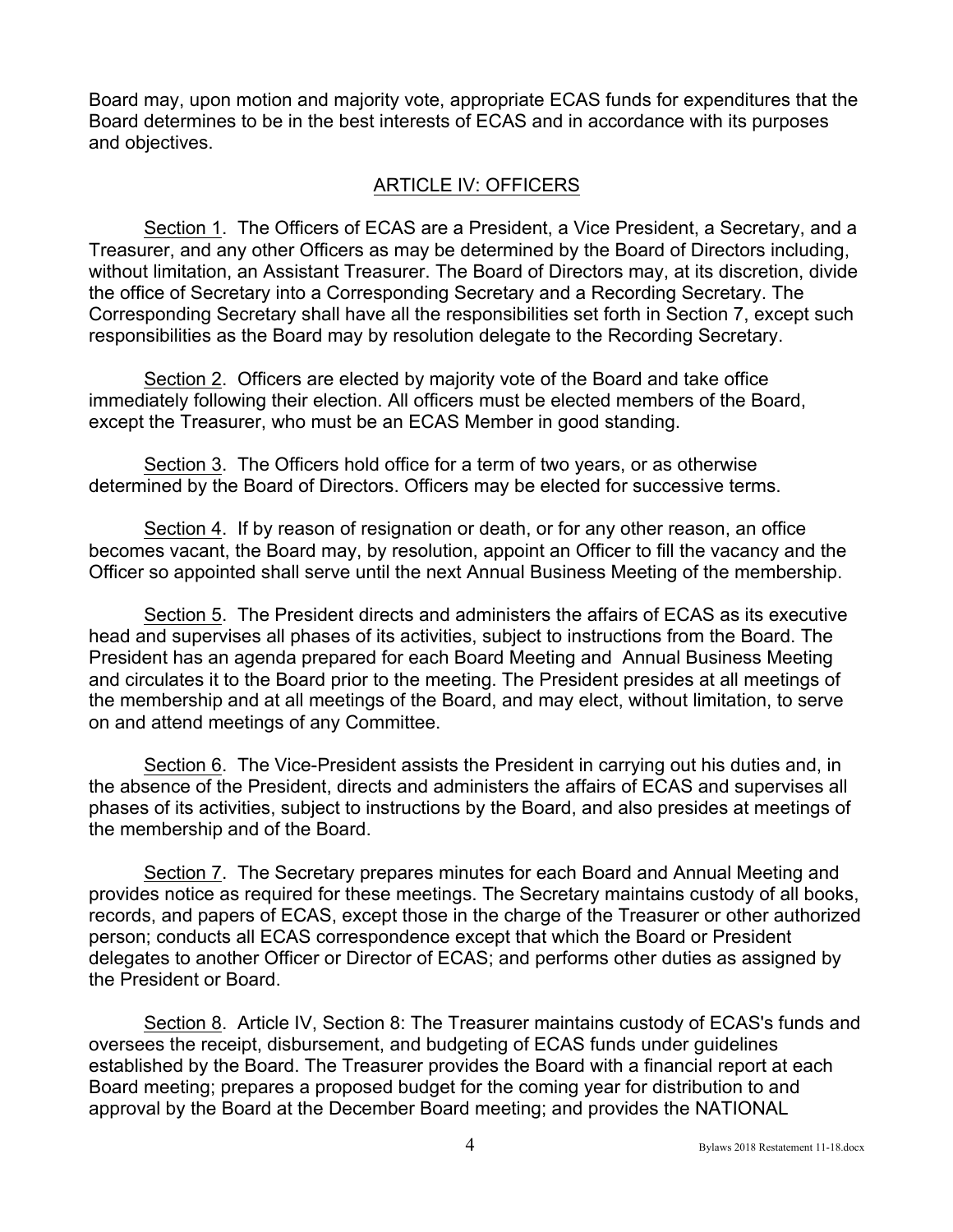Board may, upon motion and majority vote, appropriate ECAS funds for expenditures that the Board determines to be in the best interests of ECAS and in accordance with its purposes and objectives.

## ARTICLE IV: OFFICERS

Section 1. The Officers of ECAS are a President, a Vice President, a Secretary, and a Treasurer, and any other Officers as may be determined by the Board of Directors including, without limitation, an Assistant Treasurer. The Board of Directors may, at its discretion, divide the office of Secretary into a Corresponding Secretary and a Recording Secretary. The Corresponding Secretary shall have all the responsibilities set forth in Section 7, except such responsibilities as the Board may by resolution delegate to the Recording Secretary.

Section 2. Officers are elected by majority vote of the Board and take office immediately following their election. All officers must be elected members of the Board, except the Treasurer, who must be an ECAS Member in good standing.

Section 3. The Officers hold office for a term of two years, or as otherwise determined by the Board of Directors. Officers may be elected for successive terms.

Section 4. If by reason of resignation or death, or for any other reason, an office becomes vacant, the Board may, by resolution, appoint an Officer to fill the vacancy and the Officer so appointed shall serve until the next Annual Business Meeting of the membership.

Section 5. The President directs and administers the affairs of ECAS as its executive head and supervises all phases of its activities, subject to instructions from the Board. The President has an agenda prepared for each Board Meeting and Annual Business Meeting and circulates it to the Board prior to the meeting. The President presides at all meetings of the membership and at all meetings of the Board, and may elect, without limitation, to serve on and attend meetings of any Committee.

Section 6. The Vice-President assists the President in carrying out his duties and, in the absence of the President, directs and administers the affairs of ECAS and supervises all phases of its activities, subject to instructions by the Board, and also presides at meetings of the membership and of the Board.

Section 7. The Secretary prepares minutes for each Board and Annual Meeting and provides notice as required for these meetings. The Secretary maintains custody of all books, records, and papers of ECAS, except those in the charge of the Treasurer or other authorized person; conducts all ECAS correspondence except that which the Board or President delegates to another Officer or Director of ECAS; and performs other duties as assigned by the President or Board.

Section 8. Article IV, Section 8: The Treasurer maintains custody of ECAS's funds and oversees the receipt, disbursement, and budgeting of ECAS funds under guidelines established by the Board. The Treasurer provides the Board with a financial report at each Board meeting; prepares a proposed budget for the coming year for distribution to and approval by the Board at the December Board meeting; and provides the NATIONAL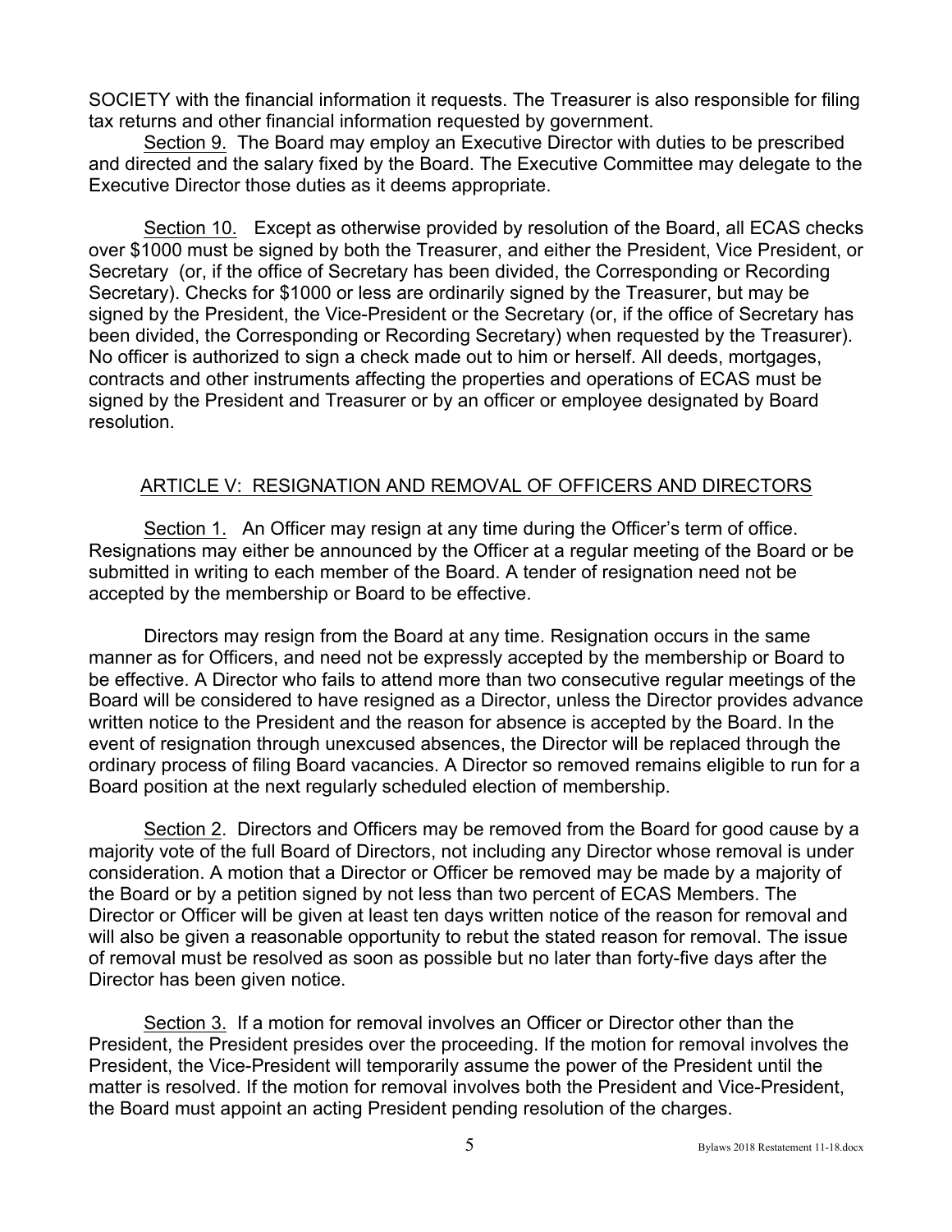SOCIETY with the financial information it requests. The Treasurer is also responsible for filing tax returns and other financial information requested by government.

Section 9. The Board may employ an Executive Director with duties to be prescribed and directed and the salary fixed by the Board. The Executive Committee may delegate to the Executive Director those duties as it deems appropriate.

Section 10. Except as otherwise provided by resolution of the Board, all ECAS checks over $1000 must be signed by both the Treasurer, and either the President, Vice President, or Secretary (or, if the office of Secretary has been divided, the Corresponding or Recording Secretary). Checks for $1000 or less are ordinarily signed by the Treasurer, but may be signed by the President, the Vice-President or the Secretary (or, if the office of Secretary has been divided, the Corresponding or Recording Secretary) when requested by the Treasurer). No officer is authorized to sign a check made out to him or herself. All deeds, mortgages, contracts and other instruments affecting the properties and operations of ECAS must be signed by the President and Treasurer or by an officer or employee designated by Board resolution.

## ARTICLE V: RESIGNATION AND REMOVAL OF OFFICERS AND DIRECTORS

Section 1. An Officer may resign at any time during the Officer's term of office. Resignations may either be announced by the Officer at a regular meeting of the Board or be submitted in writing to each member of the Board. A tender of resignation need not be accepted by the membership or Board to be effective.

Directors may resign from the Board at any time. Resignation occurs in the same manner as for Officers, and need not be expressly accepted by the membership or Board to be effective. A Director who fails to attend more than two consecutive regular meetings of the Board will be considered to have resigned as a Director, unless the Director provides advance written notice to the President and the reason for absence is accepted by the Board. In the event of resignation through unexcused absences, the Director will be replaced through the ordinary process of filing Board vacancies. A Director so removed remains eligible to run for a Board position at the next regularly scheduled election of membership.

Section 2. Directors and Officers may be removed from the Board for good cause by a majority vote of the full Board of Directors, not including any Director whose removal is under consideration. A motion that a Director or Officer be removed may be made by a majority of the Board or by a petition signed by not less than two percent of ECAS Members. The Director or Officer will be given at least ten days written notice of the reason for removal and will also be given a reasonable opportunity to rebut the stated reason for removal. The issue of removal must be resolved as soon as possible but no later than forty-five days after the Director has been given notice.

Section 3. If a motion for removal involves an Officer or Director other than the President, the President presides over the proceeding. If the motion for removal involves the President, the Vice-President will temporarily assume the power of the President until the matter is resolved. If the motion for removal involves both the President and Vice-President, the Board must appoint an acting President pending resolution of the charges.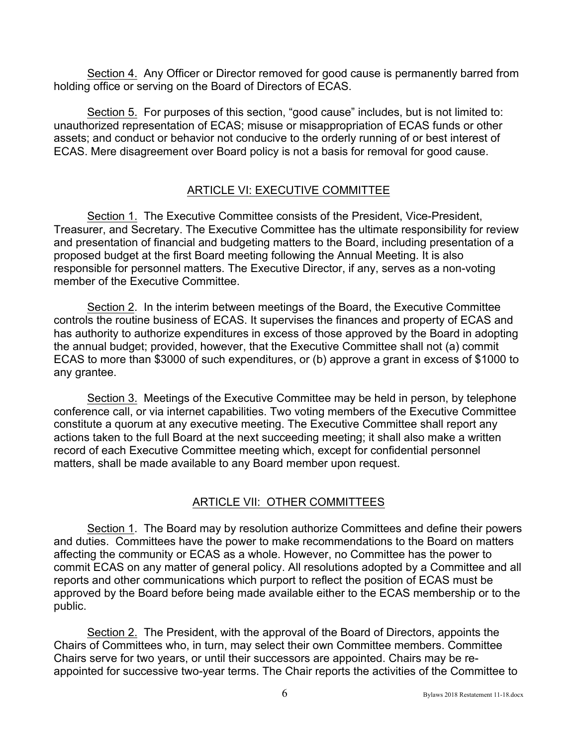Section 4. Any Officer or Director removed for good cause is permanently barred from holding office or serving on the Board of Directors of ECAS.

Section 5. For purposes of this section, "good cause" includes, but is not limited to: unauthorized representation of ECAS; misuse or misappropriation of ECAS funds or other assets; and conduct or behavior not conducive to the orderly running of or best interest of ECAS. Mere disagreement over Board policy is not a basis for removal for good cause.

## ARTICLE VI: EXECUTIVE COMMITTEE

Section 1. The Executive Committee consists of the President, Vice-President, Treasurer, and Secretary. The Executive Committee has the ultimate responsibility for review and presentation of financial and budgeting matters to the Board, including presentation of a proposed budget at the first Board meeting following the Annual Meeting. It is also responsible for personnel matters. The Executive Director, if any, serves as a non-voting member of the Executive Committee.

Section 2. In the interim between meetings of the Board, the Executive Committee controls the routine business of ECAS. It supervises the finances and property of ECAS and has authority to authorize expenditures in excess of those approved by the Board in adopting the annual budget; provided, however, that the Executive Committee shall not (a) commit ECAS to more than $3000 of such expenditures, or (b) approve a grant in excess of $1000 to any grantee.

Section 3. Meetings of the Executive Committee may be held in person, by telephone conference call, or via internet capabilities. Two voting members of the Executive Committee constitute a quorum at any executive meeting. The Executive Committee shall report any actions taken to the full Board at the next succeeding meeting; it shall also make a written record of each Executive Committee meeting which, except for confidential personnel matters, shall be made available to any Board member upon request.

## ARTICLE VII: OTHER COMMITTEES

Section 1. The Board may by resolution authorize Committees and define their powers and duties. Committees have the power to make recommendations to the Board on matters affecting the community or ECAS as a whole. However, no Committee has the power to commit ECAS on any matter of general policy. All resolutions adopted by a Committee and all reports and other communications which purport to reflect the position of ECAS must be approved by the Board before being made available either to the ECAS membership or to the public.

Section 2. The President, with the approval of the Board of Directors, appoints the Chairs of Committees who, in turn, may select their own Committee members. Committee Chairs serve for two years, or until their successors are appointed. Chairs may be re-appointed for successive two-year terms. The Chair reports the activities of the Committee to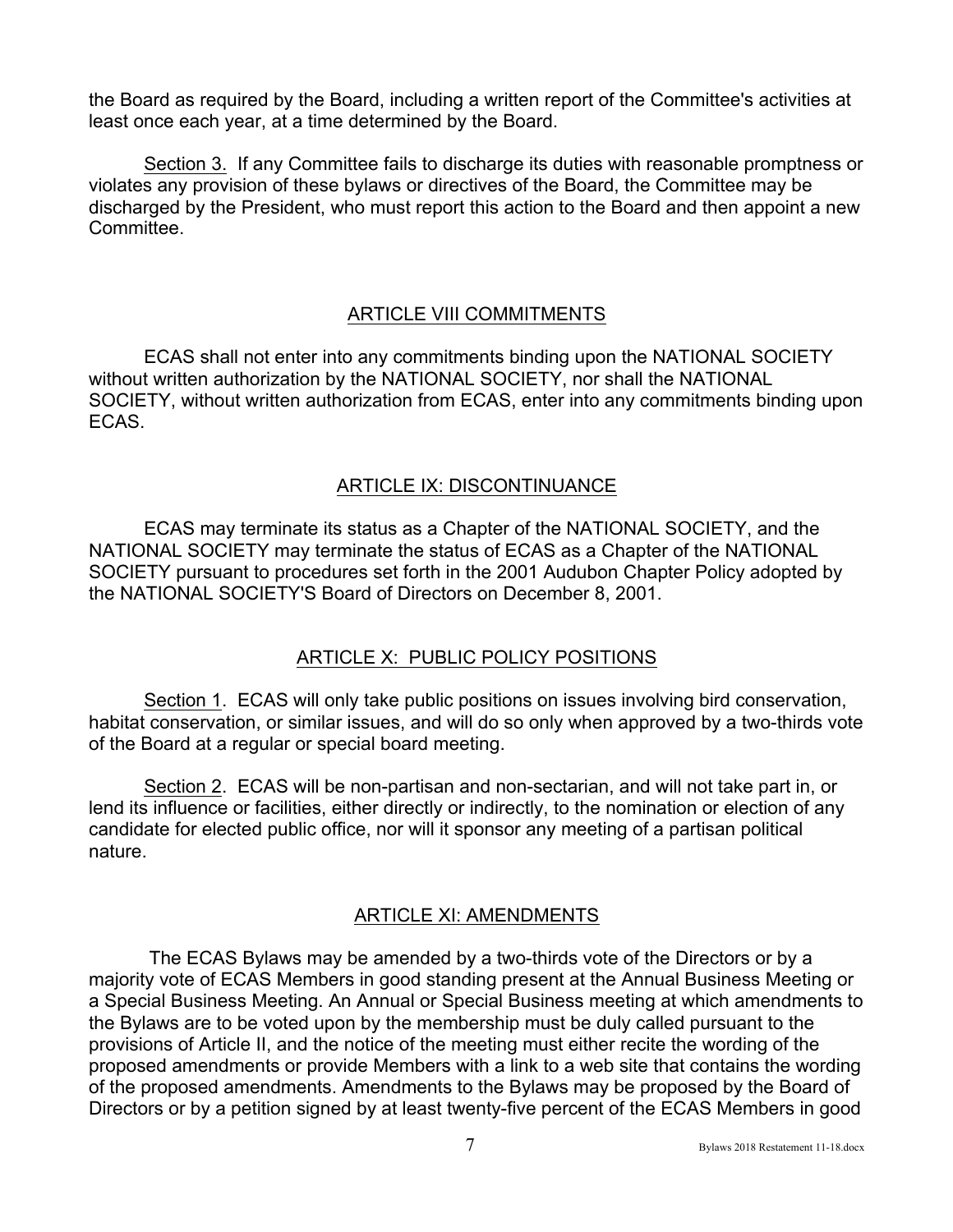the Board as required by the Board, including a written report of the Committee's activities at least once each year, at a time determined by the Board.

Section 3. If any Committee fails to discharge its duties with reasonable promptness or violates any provision of these bylaws or directives of the Board, the Committee may be discharged by the President, who must report this action to the Board and then appoint a new Committee.

## ARTICLE VIII COMMITMENTS

ECAS shall not enter into any commitments binding upon the NATIONAL SOCIETY without written authorization by the NATIONAL SOCIETY, nor shall the NATIONAL SOCIETY, without written authorization from ECAS, enter into any commitments binding upon ECAS.

## ARTICLE IX: DISCONTINUANCE

ECAS may terminate its status as a Chapter of the NATIONAL SOCIETY, and the NATIONAL SOCIETY may terminate the status of ECAS as a Chapter of the NATIONAL SOCIETY pursuant to procedures set forth in the 2001 Audubon Chapter Policy adopted by the NATIONAL SOCIETY'S Board of Directors on December 8, 2001.

## ARTICLE X: PUBLIC POLICY POSITIONS

Section 1. ECAS will only take public positions on issues involving bird conservation, habitat conservation, or similar issues, and will do so only when approved by a two-thirds vote of the Board at a regular or special board meeting.

Section 2. ECAS will be non-partisan and non-sectarian, and will not take part in, or lend its influence or facilities, either directly or indirectly, to the nomination or election of any candidate for elected public office, nor will it sponsor any meeting of a partisan political nature.

## ARTICLE XI: AMENDMENTS

The ECAS Bylaws may be amended by a two-thirds vote of the Directors or by a majority vote of ECAS Members in good standing present at the Annual Business Meeting or a Special Business Meeting. An Annual or Special Business meeting at which amendments to the Bylaws are to be voted upon by the membership must be duly called pursuant to the provisions of Article II, and the notice of the meeting must either recite the wording of the proposed amendments or provide Members with a link to a web site that contains the wording of the proposed amendments. Amendments to the Bylaws may be proposed by the Board of Directors or by a petition signed by at least twenty-five percent of the ECAS Members in good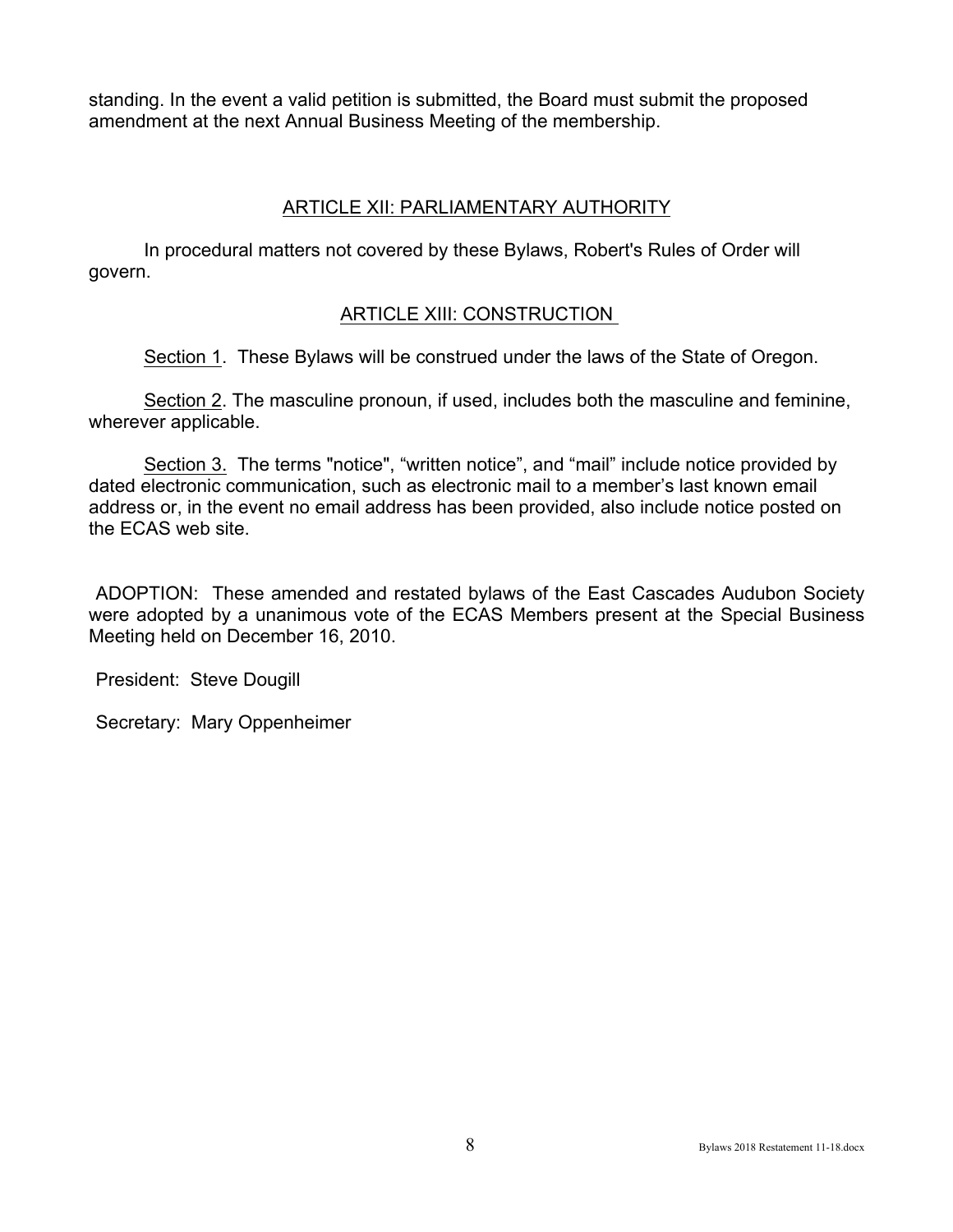standing. In the event a valid petition is submitted, the Board must submit the proposed amendment at the next Annual Business Meeting of the membership.

## ARTICLE XII: PARLIAMENTARY AUTHORITY

In procedural matters not covered by these Bylaws, Robert's Rules of Order will govern.

## ARTICLE XIII: CONSTRUCTION

Section 1. These Bylaws will be construed under the laws of the State of Oregon.

Section 2. The masculine pronoun, if used, includes both the masculine and feminine, wherever applicable.

Section 3. The terms "notice", “written notice”, and “mail” include notice provided by dated electronic communication, such as electronic mail to a member’s last known email address or, in the event no email address has been provided, also include notice posted on the ECAS web site.

ADOPTION: These amended and restated bylaws of the East Cascades Audubon Society were adopted by a unanimous vote of the ECAS Members present at the Special Business Meeting held on December 16, 2010.

President: Steve Dougill

Secretary: Mary Oppenheimer